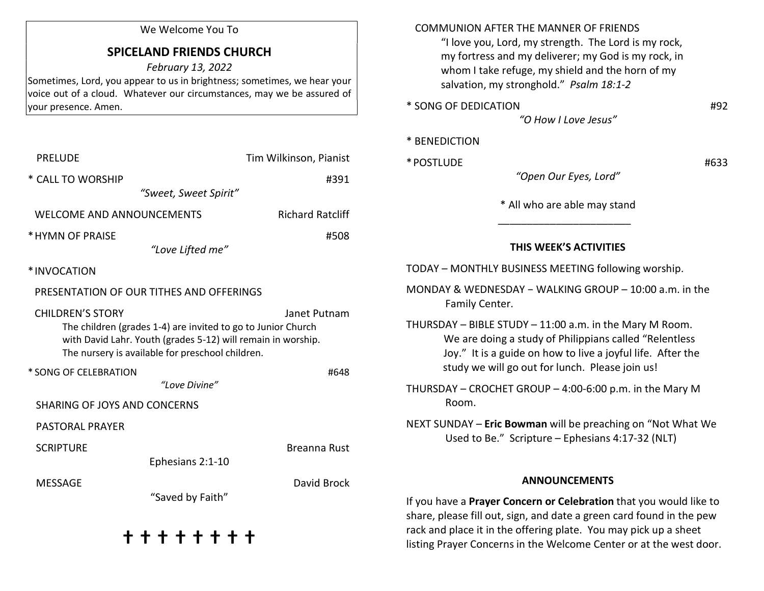We Welcome You To

## SPICELAND FRIENDS CHURCH

*February 13, 2022*

Sometimes, Lord, you appear to us in brightness; sometimes, we hear your voice out of a cloud. Whatever our circumstances, may we be assured of your presence. Amen.

PRELUDE — Tim Wilkinson, Pianist

* CALL TO WORSHIP — #391
*"Sweet, Sweet Spirit"*

WELCOME AND ANNOUNCEMENTS — Richard Ratcliff

* HYMN OF PRAISE — #508
*"Love Lifted me"*

* INVOCATION

PRESENTATION OF OUR TITHES AND OFFERINGS

CHILDREN'S STORY — Janet Putnam
The children (grades 1-4) are invited to go to Junior Church with David Lahr. Youth (grades 5-12) will remain in worship. The nursery is available for preschool children.

* SONG OF CELEBRATION — #648
*"Love Divine"*

SHARING OF JOYS AND CONCERNS

PASTORAL PRAYER

SCRIPTURE — Breanna Rust
Ephesians 2:1-10

MESSAGE — David Brock
"Saved by Faith"

✝ ✝ ✝ ✝ ✝ ✝ ✝ ✝

COMMUNION AFTER THE MANNER OF FRIENDS
"I love you, Lord, my strength. The Lord is my rock, my fortress and my deliverer; my God is my rock, in whom I take refuge, my shield and the horn of my salvation, my stronghold." *Psalm 18:1-2*

* SONG OF DEDICATION — #92
*"O How I Love Jesus"*

* BENEDICTION

* POSTLUDE — #633
*"Open Our Eyes, Lord"*

* All who are able may stand

---

### THIS WEEK'S ACTIVITIES

TODAY – MONTHLY BUSINESS MEETING following worship.

MONDAY & WEDNESDAY − WALKING GROUP – 10:00 a.m. in the Family Center.

THURSDAY – BIBLE STUDY – 11:00 a.m. in the Mary M Room. We are doing a study of Philippians called "Relentless Joy." It is a guide on how to live a joyful life. After the study we will go out for lunch. Please join us!

THURSDAY – CROCHET GROUP – 4:00-6:00 p.m. in the Mary M Room.

NEXT SUNDAY – **Eric Bowman** will be preaching on "Not What We Used to Be." Scripture – Ephesians 4:17-32 (NLT)

### ANNOUNCEMENTS

If you have a **Prayer Concern or Celebration** that you would like to share, please fill out, sign, and date a green card found in the pew rack and place it in the offering plate. You may pick up a sheet listing Prayer Concerns in the Welcome Center or at the west door.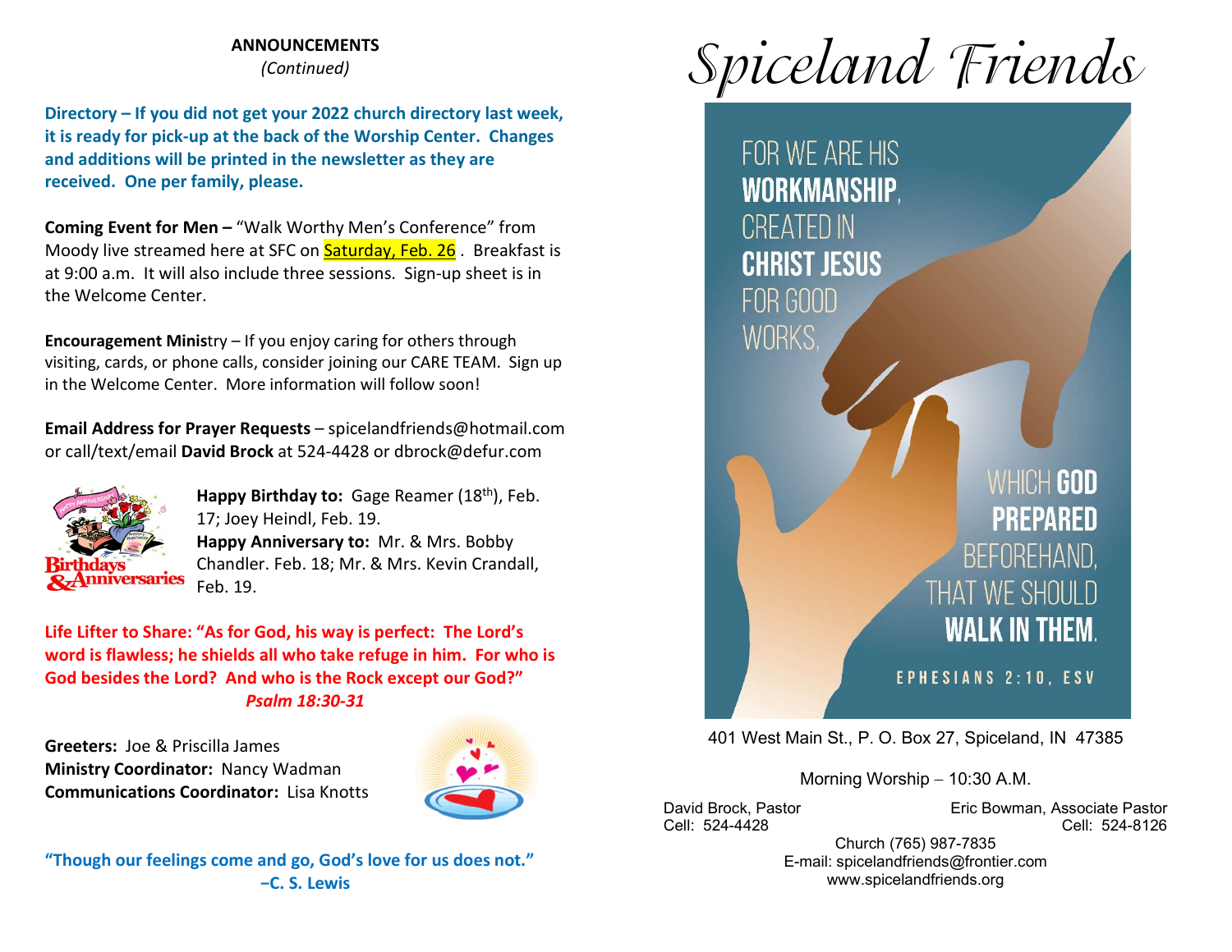**ANNOUNCEMENTS**
*(Continued)*

**Directory – If you did not get your 2022 church directory last week, it is ready for pick-up at the back of the Worship Center. Changes and additions will be printed in the newsletter as they are received. One per family, please.**

**Coming Event for Men –** "Walk Worthy Men's Conference" from Moody live streamed here at SFC on Saturday, Feb. 26 . Breakfast is at 9:00 a.m. It will also include three sessions. Sign-up sheet is in the Welcome Center.

**Encouragement Minis**try – If you enjoy caring for others through visiting, cards, or phone calls, consider joining our CARE TEAM. Sign up in the Welcome Center. More information will follow soon!

**Email Address for Prayer Requests** – spicelandfriends@hotmail.com or call/text/email **David Brock** at 524-4428 or dbrock@defur.com

**Happy Birthday to:** Gage Reamer (18th), Feb. 17; Joey Heindl, Feb. 19.
**Happy Anniversary to:** Mr. & Mrs. Bobby Chandler. Feb. 18; Mr. & Mrs. Kevin Crandall, Feb. 19.

**Life Lifter to Share: "As for God, his way is perfect: The Lord's word is flawless; he shields all who take refuge in him. For who is God besides the Lord? And who is the Rock except our God?"**
***Psalm 18:30-31***

**Greeters:** Joe & Priscilla James
**Ministry Coordinator:** Nancy Wadman
**Communications Coordinator:** Lisa Knotts

**"Though our feelings come and go, God's love for us does not."**
**–C. S. Lewis**

# *Spiceland Friends*

FOR WE ARE HIS **WORKMANSHIP**, CREATED IN **CHRIST JESUS** FOR GOOD WORKS, WHICH **GOD PREPARED** BEFOREHAND, THAT WE SHOULD **WALK IN THEM.**

EPHESIANS 2:10, ESV

401 West Main St., P. O. Box 27, Spiceland, IN 47385

Morning Worship – 10:30 A.M.

David Brock, Pastor
Cell: 524-4428

Eric Bowman, Associate Pastor
Cell: 524-8126

Church (765) 987-7835
E-mail: spicelandfriends@frontier.com
www.spicelandfriends.org